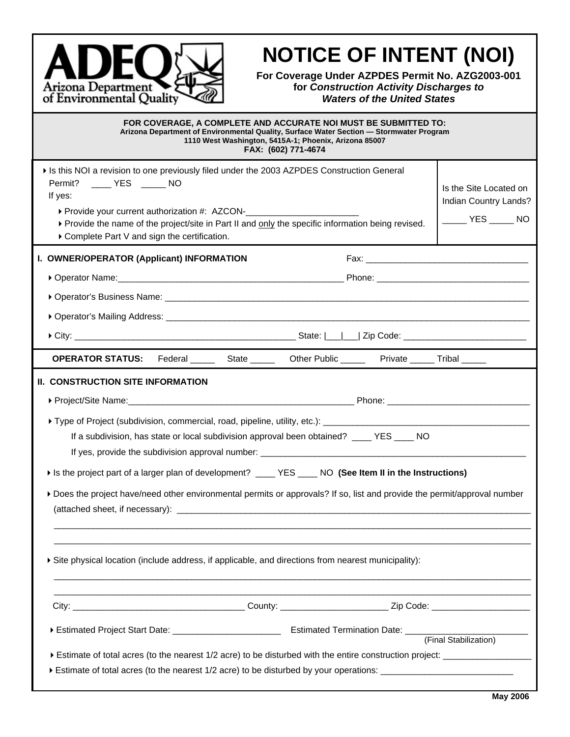ADEQ
Arizona Department of Environmental Quality

# NOTICE OF INTENT (NOI)

**For Coverage Under AZPDES Permit No. AZG2003-001 for *Construction Activity Discharges to Waters of the United States***

**FOR COVERAGE, A COMPLETE AND ACCURATE NOI MUST BE SUBMITTED TO:**
**Arizona Department of Environmental Quality, Surface Water Section — Stormwater Program**
**1110 West Washington, 5415A-1; Phoenix, Arizona 85007**
**FAX: (602) 771-4674**

- Is this NOI a revision to one previously filed under the 2003 AZPDES Construction General Permit? ____ YES _____ NO
  If yes:
  - Provide your current authorization #: AZCON-_______________________
  - Provide the name of the project/site in Part II and only the specific information being revised.
  - Complete Part V and sign the certification.

Is the Site Located on Indian Country Lands? _____ YES _____ NO

## I. OWNER/OPERATOR (Applicant) INFORMATION

Fax: _________________________________

- Operator Name:_______________________________________________ Phone: ______________________________
- Operator's Business Name: ______________________________________________________________________________
- Operator's Mailing Address: ______________________________________________________________________________
- City: _______________________________________________ State: |___|___| Zip Code: _________________________

**OPERATOR STATUS:** Federal _____ State _____ Other Public _____ Private _____ Tribal _____

## II. CONSTRUCTION SITE INFORMATION

- Project/Site Name:_______________________________________________ Phone: _____________________________
- Type of Project (subdivision, commercial, road, pipeline, utility, etc.): __________________________________________
  - If a subdivision, has state or local subdivision approval been obtained? ____ YES ____ NO
  - If yes, provide the subdivision approval number: ________________________________________________________
- Is the project part of a larger plan of development? ____ YES ____ NO **(See Item II in the Instructions)**
- Does the project have/need other environmental permits or approvals? If so, list and provide the permit/approval number (attached sheet, if necessary): ____________________________________________________________________________
  ______________________________________________________________________________________________________
  ______________________________________________________________________________________________________
- Site physical location (include address, if applicable, and directions from nearest municipality):
  ______________________________________________________________________________________________________
  ______________________________________________________________________________________________________

City: ___________________________________ County: ______________________ Zip Code: ____________________

- Estimated Project Start Date: ______________________ Estimated Termination Date: _________________________ (Final Stabilization)
- Estimate of total acres (to the nearest 1/2 acre) to be disturbed with the entire construction project: __________________
- Estimate of total acres (to the nearest 1/2 acre) to be disturbed by your operations: ___________________________

May 2006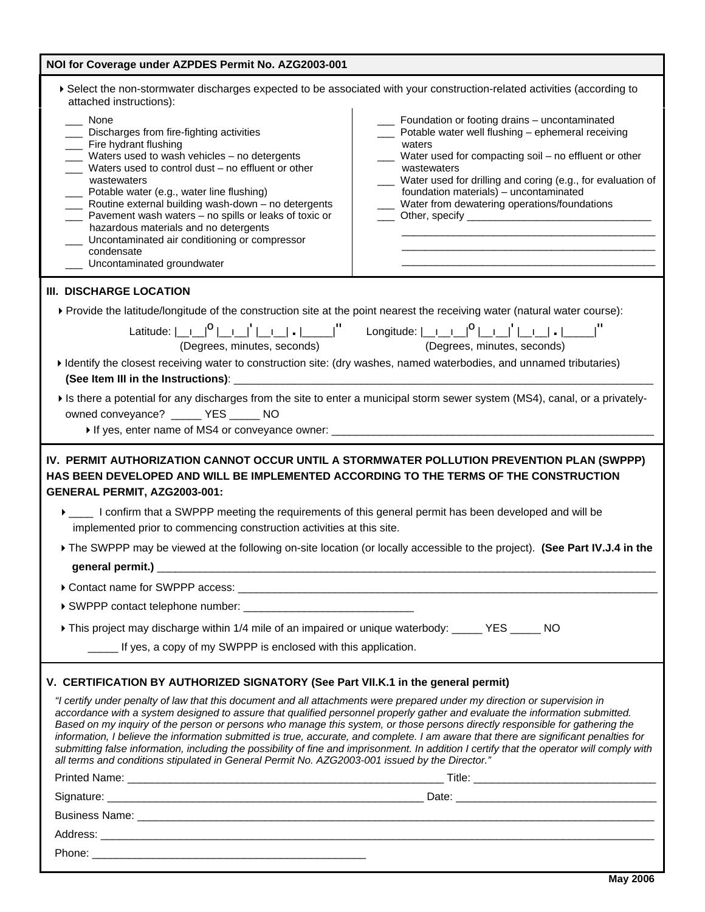**NOI for Coverage under AZPDES Permit No. AZG2003-001**

- Select the non-stormwater discharges expected to be associated with your construction-related activities (according to attached instructions):

___ None
___ Discharges from fire-fighting activities
___ Fire hydrant flushing
___ Waters used to wash vehicles – no detergents
___ Waters used to control dust – no effluent or other wastewaters
___ Potable water (e.g., water line flushing)
___ Routine external building wash-down – no detergents
___ Pavement wash waters – no spills or leaks of toxic or hazardous materials and no detergents
___ Uncontaminated air conditioning or compressor condensate
___ Uncontaminated groundwater
___ Foundation or footing drains – uncontaminated
___ Potable water well flushing – ephemeral receiving waters
___ Water used for compacting soil – no effluent or other wastewaters
___ Water used for drilling and coring (e.g., for evaluation of foundation materials) – uncontaminated
___ Water from dewatering operations/foundations
___ Other, specify ________________________________
_____________________________________________
_____________________________________________
_____________________________________________

## III. DISCHARGE LOCATION

- Provide the latitude/longitude of the construction site at the point nearest the receiving water (natural water course):

Latitude: |__|__|° |__|__|' |__|__| . |_____|"   Longitude: |__|__|__|° |__|__|' |__|__| . |_____|"
(Degrees, minutes, seconds)   (Degrees, minutes, seconds)

- Identify the closest receiving water to construction site: (dry washes, named waterbodies, and unnamed tributaries) **(See Item III in the Instructions)**: ______________________________________________________________________

- Is there a potential for any discharges from the site to enter a municipal storm sewer system (MS4), canal, or a privately-owned conveyance? _____ YES _____ NO
  - If yes, enter name of MS4 or conveyance owner: ______________________________________________________

## IV. PERMIT AUTHORIZATION CANNOT OCCUR UNTIL A STORMWATER POLLUTION PREVENTION PLAN (SWPPP) HAS BEEN DEVELOPED AND WILL BE IMPLEMENTED ACCORDING TO THE TERMS OF THE CONSTRUCTION GENERAL PERMIT, AZG2003-001:

- ____ I confirm that a SWPPP meeting the requirements of this general permit has been developed and will be implemented prior to commencing construction activities at this site.
- The SWPPP may be viewed at the following on-site location (or locally accessible to the project). **(See Part IV.J.4 in the general permit.)** ____________________________________________________________________________________
- Contact name for SWPPP access: ______________________________________________________________________
- SWPPP contact telephone number: ____________________________
- This project may discharge within 1/4 mile of an impaired or unique waterbody: _____ YES _____ NO

  _____ If yes, a copy of my SWPPP is enclosed with this application.

## V. CERTIFICATION BY AUTHORIZED SIGNATORY (See Part VII.K.1 in the general permit)

*"I certify under penalty of law that this document and all attachments were prepared under my direction or supervision in accordance with a system designed to assure that qualified personnel properly gather and evaluate the information submitted. Based on my inquiry of the person or persons who manage this system, or those persons directly responsible for gathering the information, I believe the information submitted is true, accurate, and complete. I am aware that there are significant penalties for submitting false information, including the possibility of fine and imprisonment. In addition I certify that the operator will comply with all terms and conditions stipulated in General Permit No. AZG2003-001 issued by the Director."*

Printed Name: ______________________________________________________ Title: ______________________________

Signature: ______________________________________________________ Date: ________________________________

Business Name: ____________________________________________________________________________________

Address: _________________________________________________________________________________________

Phone: _______________________________________________

**May 2006**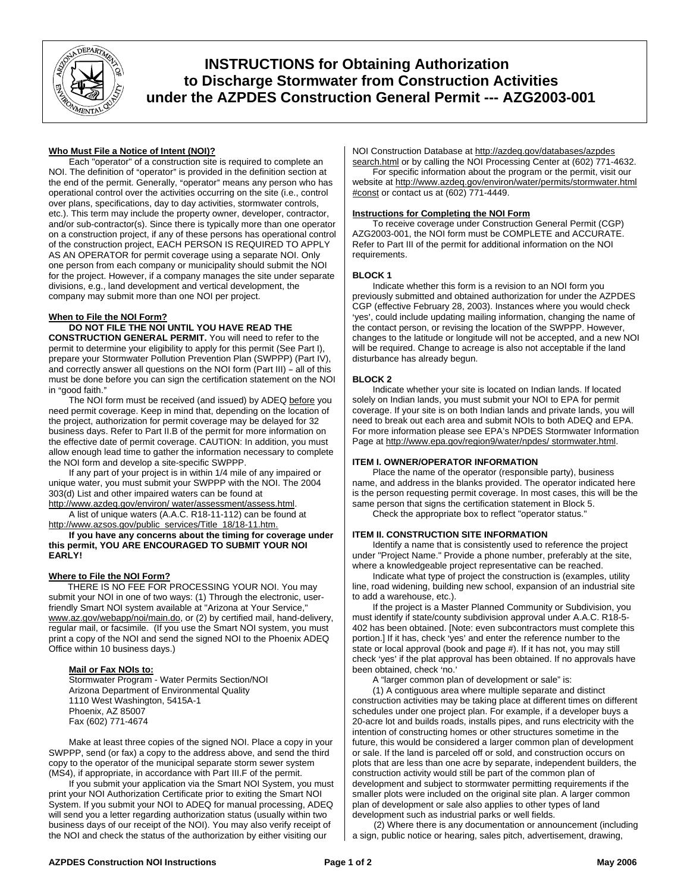# INSTRUCTIONS for Obtaining Authorization to Discharge Stormwater from Construction Activities under the AZPDES Construction General Permit --- AZG2003-001

## Who Must File a Notice of Intent (NOI)?

Each "operator" of a construction site is required to complete an NOI. The definition of "operator" is provided in the definition section at the end of the permit. Generally, "operator" means any person who has operational control over the activities occurring on the site (i.e., control over plans, specifications, day to day activities, stormwater controls, etc.). This term may include the property owner, developer, contractor, and/or sub-contractor(s). Since there is typically more than one operator on a construction project, if any of these persons has operational control of the construction project, EACH PERSON IS REQUIRED TO APPLY AS AN OPERATOR for permit coverage using a separate NOI. Only one person from each company or municipality should submit the NOI for the project. However, if a company manages the site under separate divisions, e.g., land development and vertical development, the company may submit more than one NOI per project.

## When to File the NOI Form?

**DO NOT FILE THE NOI UNTIL YOU HAVE READ THE CONSTRUCTION GENERAL PERMIT.** You will need to refer to the permit to determine your eligibility to apply for this permit (See Part I), prepare your Stormwater Pollution Prevention Plan (SWPPP) (Part IV), and correctly answer all questions on the NOI form (Part III) – all of this must be done before you can sign the certification statement on the NOI in "good faith."

The NOI form must be received (and issued) by ADEQ before you need permit coverage. Keep in mind that, depending on the location of the project, authorization for permit coverage may be delayed for 32 business days. Refer to Part II.B of the permit for more information on the effective date of permit coverage. CAUTION: In addition, you must allow enough lead time to gather the information necessary to complete the NOI form and develop a site-specific SWPPP.

If any part of your project is in within 1/4 mile of any impaired or unique water, you must submit your SWPPP with the NOI. The 2004 303(d) List and other impaired waters can be found at http://www.azdeq.gov/environ/ water/assessment/assess.html.

A list of unique waters (A.A.C. R18-11-112) can be found at http://www.azsos.gov/public_services/Title_18/18-11.htm.

**If you have any concerns about the timing for coverage under this permit, YOU ARE ENCOURAGED TO SUBMIT YOUR NOI EARLY!**

## Where to File the NOI Form?

THERE IS NO FEE FOR PROCESSING YOUR NOI. You may submit your NOI in one of two ways: (1) Through the electronic, user-friendly Smart NOI system available at "Arizona at Your Service," www.az.gov/webapp/noi/main.do, or (2) by certified mail, hand-delivery, regular mail, or facsimile. (If you use the Smart NOI system, you must print a copy of the NOI and send the signed NOI to the Phoenix ADEQ Office within 10 business days.)

**Mail or Fax NOIs to:**
Stormwater Program - Water Permits Section/NOI
Arizona Department of Environmental Quality
1110 West Washington, 5415A-1
Phoenix, AZ 85007
Fax (602) 771-4674

Make at least three copies of the signed NOI. Place a copy in your SWPPP, send (or fax) a copy to the address above, and send the third copy to the operator of the municipal separate storm sewer system (MS4), if appropriate, in accordance with Part III.F of the permit.

If you submit your application via the Smart NOI System, you must print your NOI Authorization Certificate prior to exiting the Smart NOI System. If you submit your NOI to ADEQ for manual processing, ADEQ will send you a letter regarding authorization status (usually within two business days of our receipt of the NOI). You may also verify receipt of the NOI and check the status of the authorization by either visiting our NOI Construction Database at http://azdeq.gov/databases/azpdes search.html or by calling the NOI Processing Center at (602) 771-4632.

For specific information about the program or the permit, visit our website at http://www.azdeq.gov/environ/water/permits/stormwater.html #const or contact us at (602) 771-4449.

## Instructions for Completing the NOI Form

To receive coverage under Construction General Permit (CGP) AZG2003-001, the NOI form must be COMPLETE and ACCURATE. Refer to Part III of the permit for additional information on the NOI requirements.

### BLOCK 1

Indicate whether this form is a revision to an NOI form you previously submitted and obtained authorization for under the AZPDES CGP (effective February 28, 2003). Instances where you would check 'yes', could include updating mailing information, changing the name of the contact person, or revising the location of the SWPPP. However, changes to the latitude or longitude will not be accepted, and a new NOI will be required. Change to acreage is also not acceptable if the land disturbance has already begun.

### BLOCK 2

Indicate whether your site is located on Indian lands. If located solely on Indian lands, you must submit your NOI to EPA for permit coverage. If your site is on both Indian lands and private lands, you will need to break out each area and submit NOIs to both ADEQ and EPA. For more information please see EPA's NPDES Stormwater Information Page at http://www.epa.gov/region9/water/npdes/ stormwater.html.

### ITEM I. OWNER/OPERATOR INFORMATION

Place the name of the operator (responsible party), business name, and address in the blanks provided. The operator indicated here is the person requesting permit coverage. In most cases, this will be the same person that signs the certification statement in Block 5.

Check the appropriate box to reflect "operator status."

### ITEM II. CONSTRUCTION SITE INFORMATION

Identify a name that is consistently used to reference the project under "Project Name." Provide a phone number, preferably at the site, where a knowledgeable project representative can be reached.

Indicate what type of project the construction is (examples, utility line, road widening, building new school, expansion of an industrial site to add a warehouse, etc.).

If the project is a Master Planned Community or Subdivision, you must identify if state/county subdivision approval under A.A.C. R18-5-402 has been obtained. [Note: even subcontractors must complete this portion.] If it has, check 'yes' and enter the reference number to the state or local approval (book and page #). If it has not, you may still check 'yes' if the plat approval has been obtained. If no approvals have been obtained, check 'no.'

A "larger common plan of development or sale" is:

(1) A contiguous area where multiple separate and distinct construction activities may be taking place at different times on different schedules under one project plan. For example, if a developer buys a 20-acre lot and builds roads, installs pipes, and runs electricity with the intention of constructing homes or other structures sometime in the future, this would be considered a larger common plan of development or sale. If the land is parceled off or sold, and construction occurs on plots that are less than one acre by separate, independent builders, the construction activity would still be part of the common plan of development and subject to stormwater permitting requirements if the smaller plots were included on the original site plan. A larger common plan of development or sale also applies to other types of land development such as industrial parks or well fields.

(2) Where there is any documentation or announcement (including a sign, public notice or hearing, sales pitch, advertisement, drawing,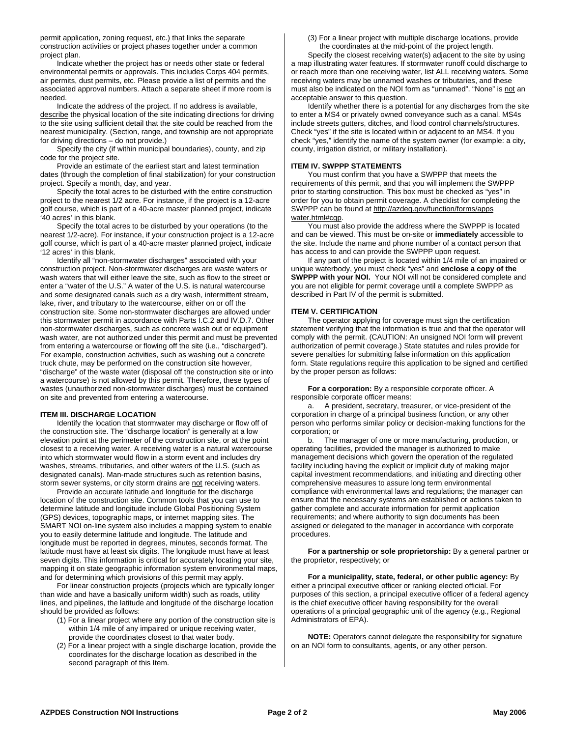permit application, zoning request, etc.) that links the separate construction activities or project phases together under a common project plan.

Indicate whether the project has or needs other state or federal environmental permits or approvals. This includes Corps 404 permits, air permits, dust permits, etc. Please provide a list of permits and the associated approval numbers. Attach a separate sheet if more room is needed.

Indicate the address of the project. If no address is available, describe the physical location of the site indicating directions for driving to the site using sufficient detail that the site could be reached from the nearest municipality. (Section, range, and township are not appropriate for driving directions – do not provide.)

Specify the city (if within municipal boundaries), county, and zip code for the project site.

Provide an estimate of the earliest start and latest termination dates (through the completion of final stabilization) for your construction project. Specify a month, day, and year.

Specify the total acres to be disturbed with the entire construction project to the nearest 1/2 acre. For instance, if the project is a 12-acre golf course, which is part of a 40-acre master planned project, indicate '40 acres' in this blank.

Specify the total acres to be disturbed by your operations (to the nearest 1/2-acre). For instance, if your construction project is a 12-acre golf course, which is part of a 40-acre master planned project, indicate '12 acres' in this blank.

Identify all "non-stormwater discharges" associated with your construction project. Non-stormwater discharges are waste waters or wash waters that will either leave the site, such as flow to the street or enter a "water of the U.S." A water of the U.S. is natural watercourse and some designated canals such as a dry wash, intermittent stream, lake, river, and tributary to the watercourse, either on or off the construction site. Some non-stormwater discharges are allowed under this stormwater permit in accordance with Parts I.C.2 and IV.D.7. Other non-stormwater discharges, such as concrete wash out or equipment wash water, are not authorized under this permit and must be prevented from entering a watercourse or flowing off the site (i.e., "discharged"). For example, construction activities, such as washing out a concrete truck chute, may be performed on the construction site however, "discharge" of the waste water (disposal off the construction site or into a watercourse) is not allowed by this permit. Therefore, these types of wastes (unauthorized non-stormwater discharges) must be contained on site and prevented from entering a watercourse.

**ITEM III. DISCHARGE LOCATION**

Identify the location that stormwater may discharge or flow off of the construction site. The "discharge location" is generally at a low elevation point at the perimeter of the construction site, or at the point closest to a receiving water. A receiving water is a natural watercourse into which stormwater would flow in a storm event and includes dry washes, streams, tributaries, and other waters of the U.S. (such as designated canals). Man-made structures such as retention basins, storm sewer systems, or city storm drains are not receiving waters.

Provide an accurate latitude and longitude for the discharge location of the construction site. Common tools that you can use to determine latitude and longitude include Global Positioning System (GPS) devices, topographic maps, or internet mapping sites. The SMART NOI on-line system also includes a mapping system to enable you to easily determine latitude and longitude. The latitude and longitude must be reported in degrees, minutes, seconds format. The latitude must have at least six digits. The longitude must have at least seven digits. This information is critical for accurately locating your site, mapping it on state geographic information system environmental maps, and for determining which provisions of this permit may apply.

For linear construction projects (projects which are typically longer than wide and have a basically uniform width) such as roads, utility lines, and pipelines, the latitude and longitude of the discharge location should be provided as follows:

(1) For a linear project where any portion of the construction site is within 1/4 mile of any impaired or unique receiving water, provide the coordinates closest to that water body.
(2) For a linear project with a single discharge location, provide the coordinates for the discharge location as described in the second paragraph of this Item.
(3) For a linear project with multiple discharge locations, provide the coordinates at the mid-point of the project length.

Specify the closest receiving water(s) adjacent to the site by using a map illustrating water features. If stormwater runoff could discharge to or reach more than one receiving water, list ALL receiving waters. Some receiving waters may be unnamed washes or tributaries, and these must also be indicated on the NOI form as "unnamed". "None" is not an acceptable answer to this question.

Identify whether there is a potential for any discharges from the site to enter a MS4 or privately owned conveyance such as a canal. MS4s include streets gutters, ditches, and flood control channels/structures. Check "yes" if the site is located within or adjacent to an MS4. If you check "yes," identify the name of the system owner (for example: a city, county, irrigation district, or military installation).

**ITEM IV. SWPPP STATEMENTS**

You must confirm that you have a SWPPP that meets the requirements of this permit, and that you will implement the SWPPP prior to starting construction. This box must be checked as "yes" in order for you to obtain permit coverage. A checklist for completing the SWPPP can be found at http://azdeq.gov/function/forms/appswater.html#cgp.

You must also provide the address where the SWPPP is located and can be viewed. This must be on-site or **immediately** accessible to the site. Include the name and phone number of a contact person that has access to and can provide the SWPPP upon request.

If any part of the project is located within 1/4 mile of an impaired or unique waterbody, you must check "yes" and **enclose a copy of the SWPPP with your NOI.** Your NOI will not be considered complete and you are not eligible for permit coverage until a complete SWPPP as described in Part IV of the permit is submitted.

**ITEM V. CERTIFICATION**

The operator applying for coverage must sign the certification statement verifying that the information is true and that the operator will comply with the permit. (CAUTION: An unsigned NOI form will prevent authorization of permit coverage.) State statutes and rules provide for severe penalties for submitting false information on this application form. State regulations require this application to be signed and certified by the proper person as follows:

**For a corporation:** By a responsible corporate officer. A responsible corporate officer means:

a. A president, secretary, treasurer, or vice-president of the corporation in charge of a principal business function, or any other person who performs similar policy or decision-making functions for the corporation; or

b. The manager of one or more manufacturing, production, or operating facilities, provided the manager is authorized to make management decisions which govern the operation of the regulated facility including having the explicit or implicit duty of making major capital investment recommendations, and initiating and directing other comprehensive measures to assure long term environmental compliance with environmental laws and regulations; the manager can ensure that the necessary systems are established or actions taken to gather complete and accurate information for permit application requirements; and where authority to sign documents has been assigned or delegated to the manager in accordance with corporate procedures.

**For a partnership or sole proprietorship:** By a general partner or the proprietor, respectively; or

**For a municipality, state, federal, or other public agency:** By either a principal executive officer or ranking elected official. For purposes of this section, a principal executive officer of a federal agency is the chief executive officer having responsibility for the overall operations of a principal geographic unit of the agency (e.g., Regional Administrators of EPA).

**NOTE:** Operators cannot delegate the responsibility for signature on an NOI form to consultants, agents, or any other person.